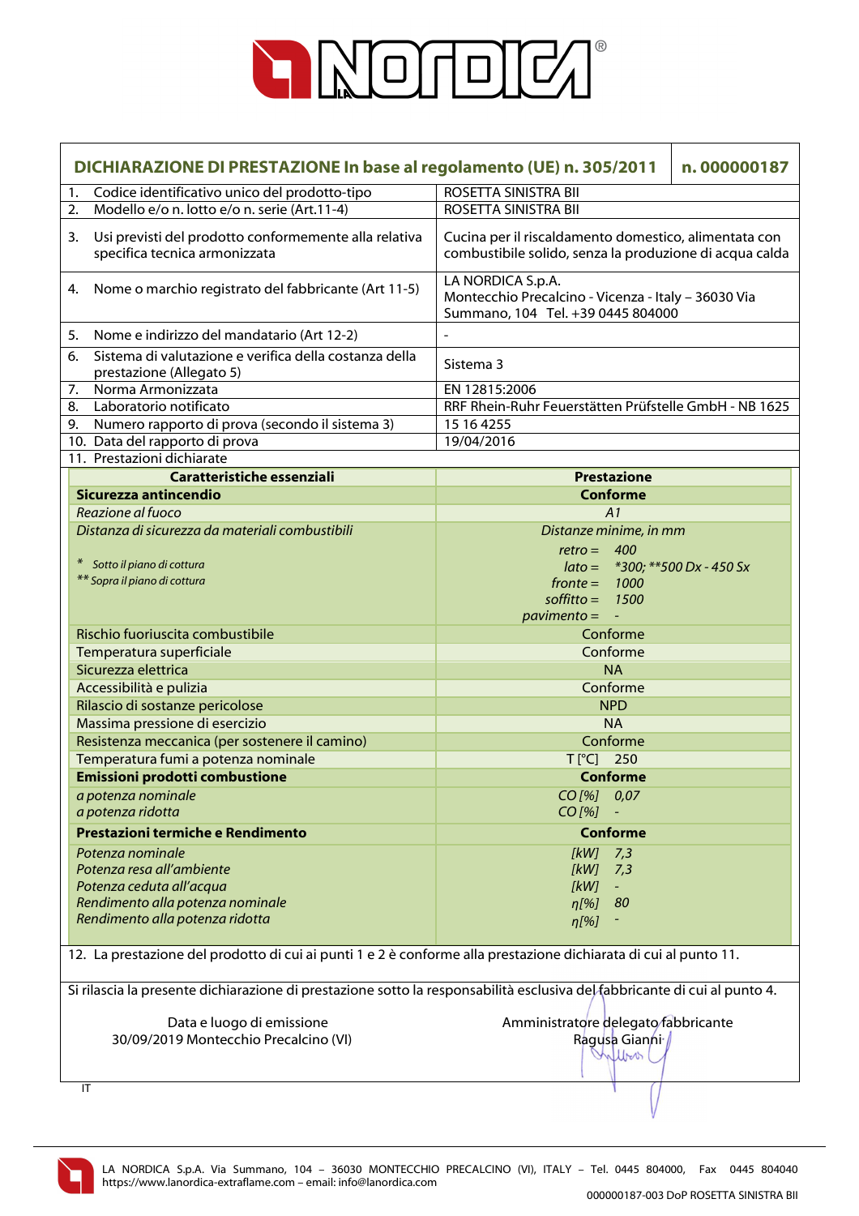# DICHIARAZIONE DI PRESTAZIONE In base al regolamento (UE) n. 305/2011 — n. 000000187

| | |
|---|---|
| 1. Codice identificativo unico del prodotto-tipo | ROSETTA SINISTRA BII |
| 2. Modello e/o n. lotto e/o n. serie (Art.11-4) | ROSETTA SINISTRA BII |
| 3. Usi previsti del prodotto conformemente alla relativa specifica tecnica armonizzata | Cucina per il riscaldamento domestico, alimentata con combustibile solido, senza la produzione di acqua calda |
| 4. Nome o marchio registrato del fabbricante (Art 11-5) | LA NORDICA S.p.A. Montecchio Precalcino - Vicenza - Italy – 36030 Via Summano, 104 Tel. +39 0445 804000 |
| 5. Nome e indirizzo del mandatario (Art 12-2) | - |
| 6. Sistema di valutazione e verifica della costanza della prestazione (Allegato 5) | Sistema 3 |
| 7. Norma Armonizzata | EN 12815:2006 |
| 8. Laboratorio notificato | RRF Rhein-Ruhr Feuerstätten Prüfstelle GmbH - NB 1625 |
| 9. Numero rapporto di prova (secondo il sistema 3) | 15 16 4255 |
| 10. Data del rapporto di prova | 19/04/2016 |

11. Prestazioni dichiarate

| Caratteristiche essenziali | Prestazione |
|---|---|
| **Sicurezza antincendio** | **Conforme** |
| *Reazione al fuoco* | *A1* |
| *Distanza di sicurezza da materiali combustibili*<br>* *Sotto il piano di cottura*<br>** *Sopra il piano di cottura* | *Distanze minime, in mm*<br>*retro = 400*<br>*lato = \*300; \*\*500 Dx - 450 Sx*<br>*fronte = 1000*<br>*soffitto = 1500*<br>*pavimento = -* |
| Rischio fuoriuscita combustibile | Conforme |
| Temperatura superficiale | Conforme |
| Sicurezza elettrica | NA |
| Accessibilità e pulizia | Conforme |
| Rilascio di sostanze pericolose | NPD |
| Massima pressione di esercizio | NA |
| Resistenza meccanica (per sostenere il camino) | Conforme |
| Temperatura fumi a potenza nominale | T [°C] 250 |
| **Emissioni prodotti combustione** | **Conforme** |
| *a potenza nominale*<br>*a potenza ridotta* | *CO [%] 0,07*<br>*CO [%] -* |
| **Prestazioni termiche e Rendimento** | **Conforme** |
| *Potenza nominale*<br>*Potenza resa all'ambiente*<br>*Potenza ceduta all'acqua*<br>*Rendimento alla potenza nominale*<br>*Rendimento alla potenza ridotta* | *[kW] 7,3*<br>*[kW] 7,3*<br>*[kW] -*<br>*η[%] 80*<br>*η[%] -* |

12. La prestazione del prodotto di cui ai punti 1 e 2 è conforme alla prestazione dichiarata di cui al punto 11.

Si rilascia la presente dichiarazione di prestazione sotto la responsabilità esclusiva del fabbricante di cui al punto 4.

Data e luogo di emissione
30/09/2019 Montecchio Precalcino (VI)

Amministratore delegato fabbricante
Ragusa Gianni

IT

LA NORDICA S.p.A. Via Summano, 104 – 36030 MONTECCHIO PRECALCINO (VI), ITALY – Tel. 0445 804000, Fax 0445 804040
https://www.lanordica-extraflame.com – email: info@lanordica.com

000000187-003 DoP ROSETTA SINISTRA BII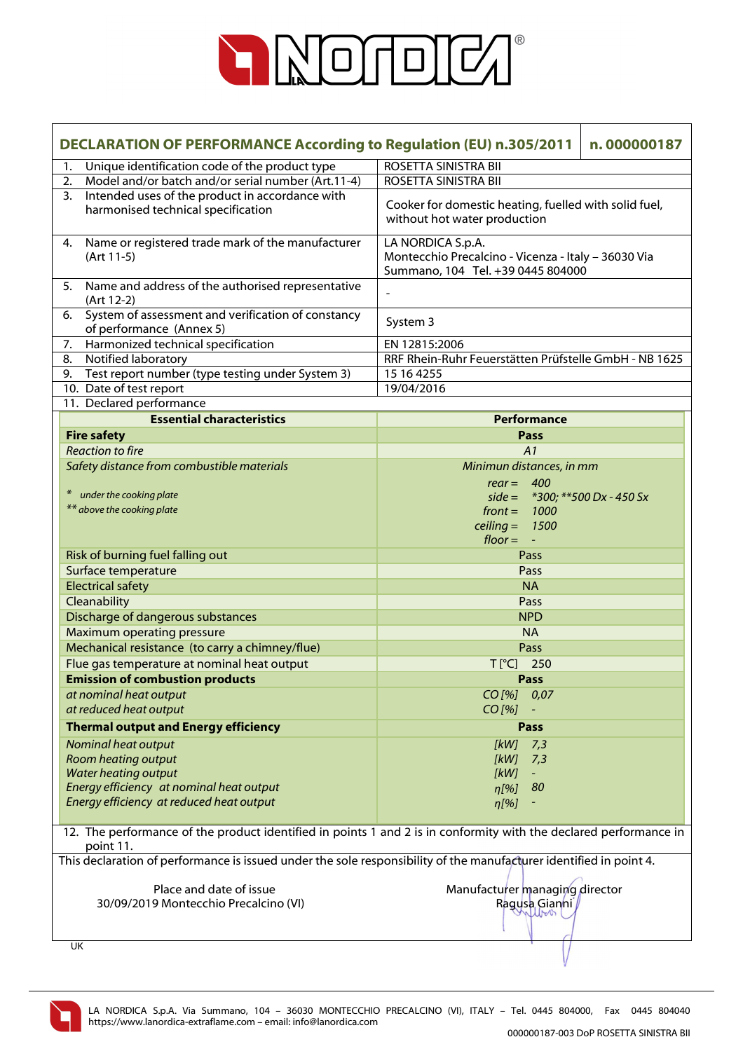# DECLARATION OF PERFORMANCE According to Regulation (EU) n.305/2011 — n. 000000187

| | |
|---|---|
| 1. Unique identification code of the product type | ROSETTA SINISTRA BII |
| 2. Model and/or batch and/or serial number (Art.11-4) | ROSETTA SINISTRA BII |
| 3. Intended uses of the product in accordance with harmonised technical specification | Cooker for domestic heating, fuelled with solid fuel, without hot water production |
| 4. Name or registered trade mark of the manufacturer (Art 11-5) | LA NORDICA S.p.A. Montecchio Precalcino - Vicenza - Italy – 36030 Via Summano, 104 Tel. +39 0445 804000 |
| 5. Name and address of the authorised representative (Art 12-2) | - |
| 6. System of assessment and verification of constancy of performance (Annex 5) | System 3 |
| 7. Harmonized technical specification | EN 12815:2006 |
| 8. Notified laboratory | RRF Rhein-Ruhr Feuerstätten Prüfstelle GmbH - NB 1625 |
| 9. Test report number (type testing under System 3) | 15 16 4255 |
| 10. Date of test report | 19/04/2016 |

11. Declared performance

| Essential characteristics | Performance |
|---|---|
| **Fire safety** | **Pass** |
| *Reaction to fire* | *A1* |
| *Safety distance from combustible materials*<br>* *under the cooking plate*<br>** *above the cooking plate* | *Minimun distances, in mm*<br>*rear = 400*<br>*side = *300; **500 Dx - 450 Sx*<br>*front = 1000*<br>*ceiling = 1500*<br>*floor = -* |
| Risk of burning fuel falling out | Pass |
| Surface temperature | Pass |
| Electrical safety | NA |
| Cleanability | Pass |
| Discharge of dangerous substances | NPD |
| Maximum operating pressure | NA |
| Mechanical resistance (to carry a chimney/flue) | Pass |
| Flue gas temperature at nominal heat output | T [°C] 250 |
| **Emission of combustion products** | **Pass** |
| *at nominal heat output* | *CO [%] 0,07* |
| *at reduced heat output* | *CO [%] -* |
| **Thermal output and Energy efficiency** | **Pass** |
| *Nominal heat output* | *[kW] 7,3* |
| *Room heating output* | *[kW] 7,3* |
| *Water heating output* | *[kW] -* |
| *Energy efficiency at nominal heat output* | *η[%] 80* |
| *Energy efficiency at reduced heat output* | *η[%] -* |

12. The performance of the product identified in points 1 and 2 is in conformity with the declared performance in point 11.

This declaration of performance is issued under the sole responsibility of the manufacturer identified in point 4.

Place and date of issue
30/09/2019 Montecchio Precalcino (VI)

Manufacturer managing director
Ragusa Gianni

UK

LA NORDICA S.p.A. Via Summano, 104 – 36030 MONTECCHIO PRECALCINO (VI), ITALY – Tel. 0445 804000, Fax 0445 804040
https://www.lanordica-extraflame.com – email: info@lanordica.com

000000187-003 DoP ROSETTA SINISTRA BII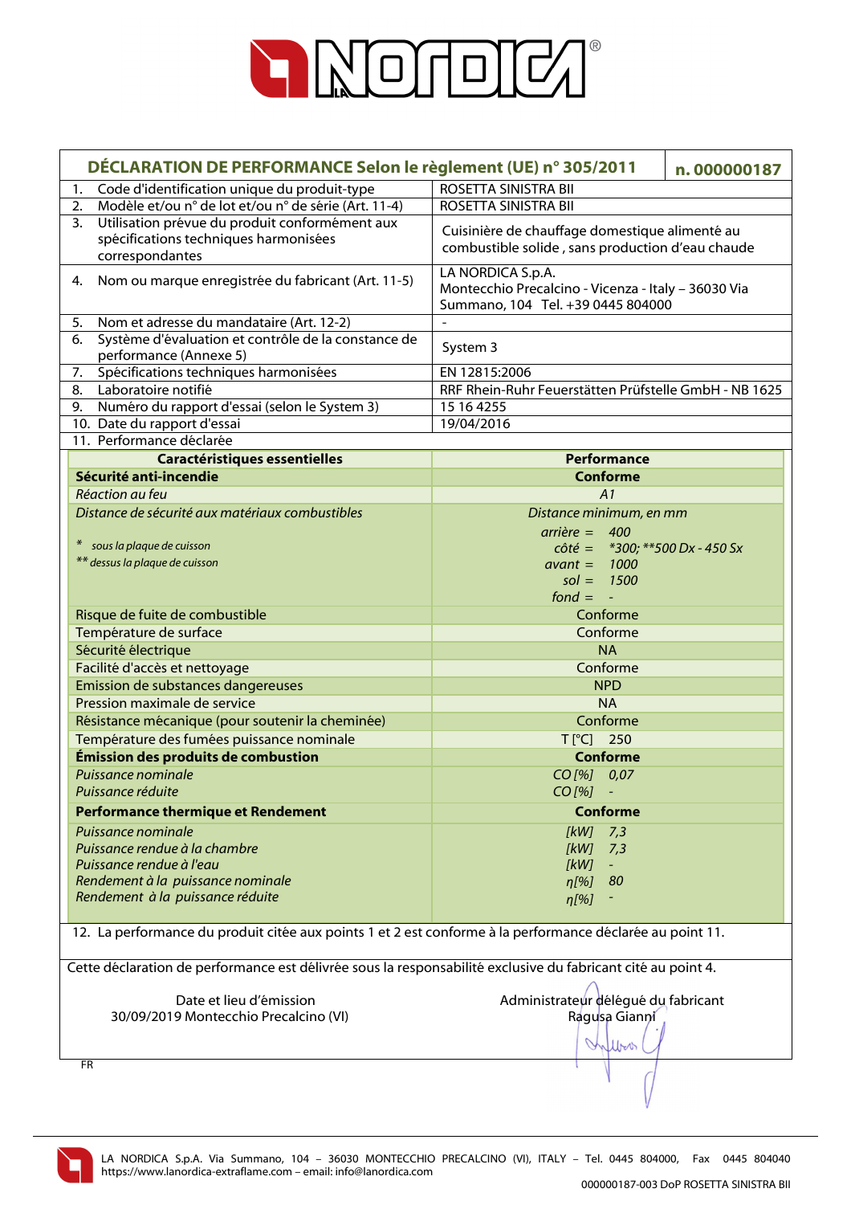| DÉCLARATION DE PERFORMANCE Selon le règlement (UE) n° 305/2011 | n. 000000187 |
|---|---|
| 1. Code d'identification unique du produit-type | ROSETTA SINISTRA BII |
| 2. Modèle et/ou n° de lot et/ou n° de série (Art. 11-4) | ROSETTA SINISTRA BII |
| 3. Utilisation prévue du produit conformément aux spécifications techniques harmonisées correspondantes | Cuisinière de chauffage domestique alimenté au combustible solide , sans production d'eau chaude |
| 4. Nom ou marque enregistrée du fabricant (Art. 11-5) | LA NORDICA S.p.A. Montecchio Precalcino - Vicenza - Italy – 36030 Via Summano, 104 Tel. +39 0445 804000 |
| 5. Nom et adresse du mandataire (Art. 12-2) | - |
| 6. Système d'évaluation et contrôle de la constance de performance (Annexe 5) | System 3 |
| 7. Spécifications techniques harmonisées | EN 12815:2006 |
| 8. Laboratoire notifié | RRF Rhein-Ruhr Feuerstätten Prüfstelle GmbH - NB 1625 |
| 9. Numéro du rapport d'essai (selon le System 3) | 15 16 4255 |
| 10. Date du rapport d'essai | 19/04/2016 |
| 11. Performance déclarée | |

| Caractéristiques essentielles | Performance |
|---|---|
| **Sécurité anti-incendie** | **Conforme** |
| *Réaction au feu* | *A1* |
| *Distance de sécurité aux matériaux combustibles*<br><br>*\* sous la plaque de cuisson*<br>*\*\* dessus la plaque de cuisson* | *Distance minimum, en mm*<br>*arrière = 400*<br>*côté = \*300; \*\*500 Dx - 450 Sx*<br>*avant = 1000*<br>*sol = 1500*<br>*fond = -* |
| Risque de fuite de combustible | Conforme |
| Température de surface | Conforme |
| Sécurité électrique | NA |
| Facilité d'accès et nettoyage | Conforme |
| Emission de substances dangereuses | NPD |
| Pression maximale de service | NA |
| Résistance mécanique (pour soutenir la cheminée) | Conforme |
| Température des fumées puissance nominale | T [°C] 250 |
| **Émission des produits de combustion** | **Conforme** |
| *Puissance nominale* | *CO [%] 0,07* |
| *Puissance réduite* | *CO [%] -* |
| **Performance thermique et Rendement** | **Conforme** |
| *Puissance nominale* | *[kW] 7,3* |
| *Puissance rendue à la chambre* | *[kW] 7,3* |
| *Puissance rendue à l'eau* | *[kW] -* |
| *Rendement à la puissance nominale* | *η[%] 80* |
| *Rendement à la puissance réduite* | *η[%] -* |

12. La performance du produit citée aux points 1 et 2 est conforme à la performance déclarée au point 11.

Cette déclaration de performance est délivrée sous la responsabilité exclusive du fabricant cité au point 4.

Date et lieu d'émission
30/09/2019 Montecchio Precalcino (VI)

Administrateur délégué du fabricant
Ragusa Gianni

FR

LA NORDICA S.p.A. Via Summano, 104 – 36030 MONTECCHIO PRECALCINO (VI), ITALY – Tel. 0445 804000, Fax 0445 804040
https://www.lanordica-extraflame.com – email: info@lanordica.com

000000187-003 DoP ROSETTA SINISTRA BII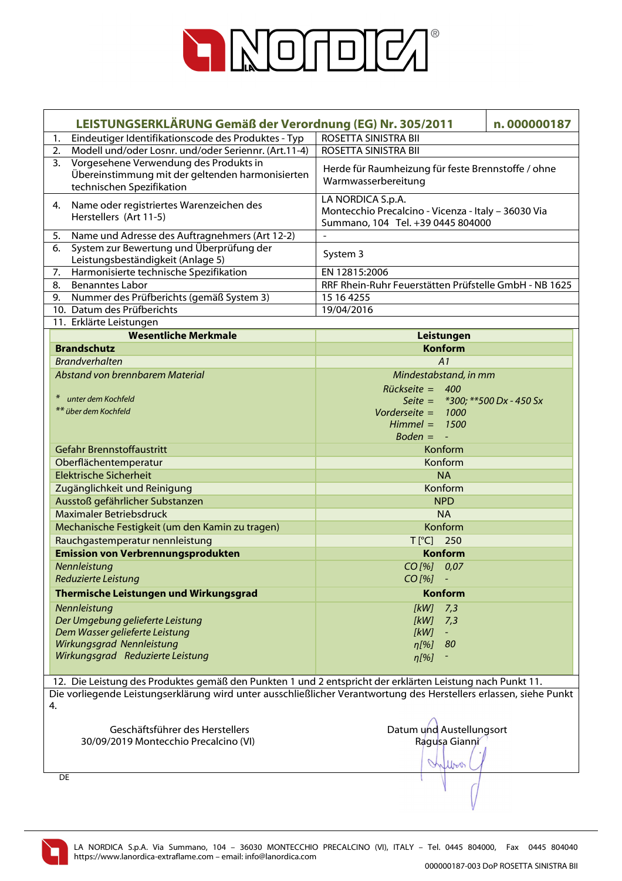# LA NORDICA

| LEISTUNGSERKLÄRUNG Gemäß der Verordnung (EG) Nr. 305/2011 | n. 000000187 |
|---|---|
| 1. Eindeutiger Identifikationscode des Produktes - Typ | ROSETTA SINISTRA BII |
| 2. Modell und/oder Losnr. und/oder Seriennr. (Art.11-4) | ROSETTA SINISTRA BII |
| 3. Vorgesehene Verwendung des Produkts in Übereinstimmung mit der geltenden harmonisierten technischen Spezifikation | Herde für Raumheizung für feste Brennstoffe / ohne Warmwasserbereitung |
| 4. Name oder registriertes Warenzeichen des Herstellers (Art 11-5) | LA NORDICA S.p.A. Montecchio Precalcino - Vicenza - Italy – 36030 Via Summano, 104 Tel. +39 0445 804000 |
| 5. Name und Adresse des Auftragnehmers (Art 12-2) | - |
| 6. System zur Bewertung und Überprüfung der Leistungsbeständigkeit (Anlage 5) | System 3 |
| 7. Harmonisierte technische Spezifikation | EN 12815:2006 |
| 8. Benanntes Labor | RRF Rhein-Ruhr Feuerstätten Prüfstelle GmbH - NB 1625 |
| 9. Nummer des Prüfberichts (gemäß System 3) | 15 16 4255 |
| 10. Datum des Prüfberichts | 19/04/2016 |
| 11. Erklärte Leistungen | |

| Wesentliche Merkmale | Leistungen |
|---|---|
| **Brandschutz** | **Konform** |
| *Brandverhalten* | *A1* |
| *Abstand von brennbarem Material*<br>* *unter dem Kochfeld*<br>** *über dem Kochfeld* | *Mindestabstand, in mm*<br>*Rückseite = 400*<br>*Seite = *300; **500 Dx - 450 Sx*<br>*Vorderseite = 1000*<br>*Himmel = 1500*<br>*Boden = -* |
| Gefahr Brennstoffaustritt | Konform |
| Oberflächentemperatur | Konform |
| Elektrische Sicherheit | NA |
| Zugänglichkeit und Reinigung | Konform |
| Ausstoß gefährlicher Substanzen | NPD |
| Maximaler Betriebsdruck | NA |
| Mechanische Festigkeit (um den Kamin zu tragen) | Konform |
| Rauchgastemperatur nennleistung | T [°C] 250 |
| **Emission von Verbrennungsprodukten** | **Konform** |
| *Nennleistung*<br>*Reduzierte Leistung* | *CO [%] 0,07*<br>*CO [%] -* |
| **Thermische Leistungen und Wirkungsgrad** | **Konform** |
| *Nennleistung*<br>*Der Umgebung gelieferte Leistung*<br>*Dem Wasser gelieferte Leistung*<br>*Wirkungsgrad Nennleistung*<br>*Wirkungsgrad Reduzierte Leistung* | *[kW] 7,3*<br>*[kW] 7,3*<br>*[kW] -*<br>*η[%] 80*<br>*η[%] -* |

12. Die Leistung des Produktes gemäß den Punkten 1 und 2 entspricht der erklärten Leistung nach Punkt 11.

Die vorliegende Leistungserklärung wird unter ausschließlicher Verantwortung des Herstellers erlassen, siehe Punkt 4.

Geschäftsführer des Herstellers
30/09/2019 Montecchio Precalcino (VI)

Datum und Austellungsort
Ragusa Gianni

DE

LA NORDICA S.p.A. Via Summano, 104 – 36030 MONTECCHIO PRECALCINO (VI), ITALY – Tel. 0445 804000, Fax 0445 804040
https://www.lanordica-extraflame.com – email: info@lanordica.com

000000187-003 DoP ROSETTA SINISTRA BII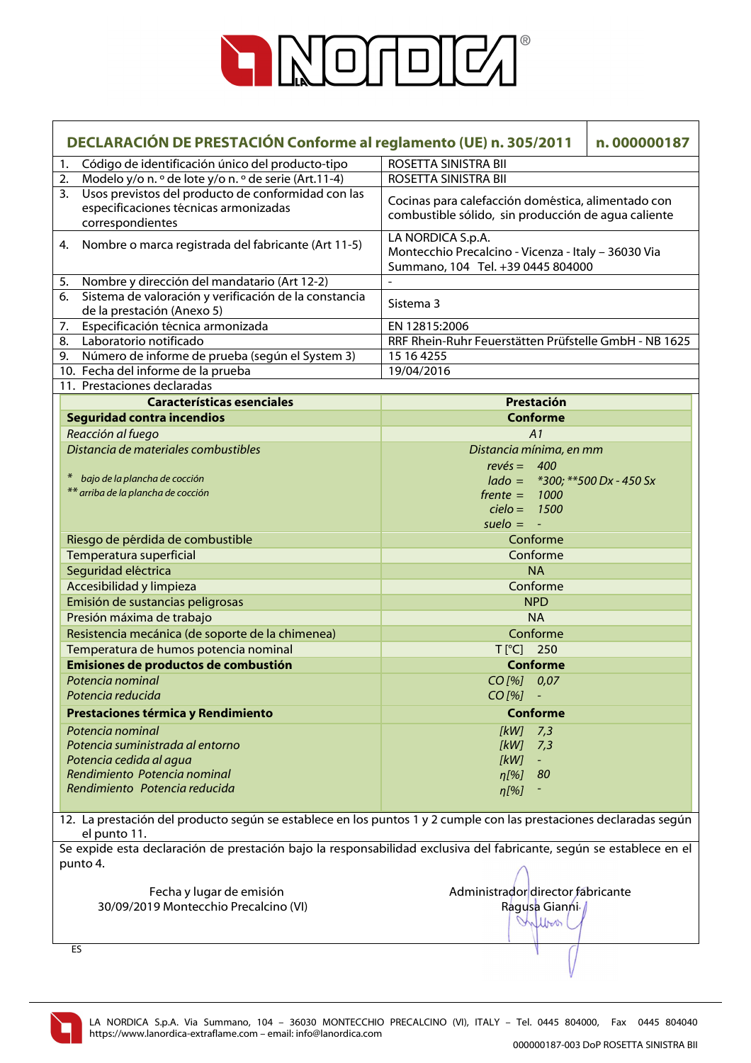| DECLARACIÓN DE PRESTACIÓN Conforme al reglamento (UE) n. 305/2011 | n. 000000187 |
|---|---|
| 1. Código de identificación único del producto-tipo | ROSETTA SINISTRA BII |
| 2. Modelo y/o n. º de lote y/o n. º de serie (Art.11-4) | ROSETTA SINISTRA BII |
| 3. Usos previstos del producto de conformidad con las especificaciones técnicas armonizadas correspondientes | Cocinas para calefacción doméstica, alimentado con combustible sólido, sin producción de agua caliente |
| 4. Nombre o marca registrada del fabricante (Art 11-5) | LA NORDICA S.p.A. Montecchio Precalcino - Vicenza - Italy – 36030 Via Summano, 104 Tel. +39 0445 804000 |
| 5. Nombre y dirección del mandatario (Art 12-2) | - |
| 6. Sistema de valoración y verificación de la constancia de la prestación (Anexo 5) | Sistema 3 |
| 7. Especificación técnica armonizada | EN 12815:2006 |
| 8. Laboratorio notificado | RRF Rhein-Ruhr Feuerstätten Prüfstelle GmbH - NB 1625 |
| 9. Número de informe de prueba (según el System 3) | 15 16 4255 |
| 10. Fecha del informe de la prueba | 19/04/2016 |
| 11. Prestaciones declaradas | |

| Características esenciales | Prestación |
|---|---|
| **Seguridad contra incendios** | **Conforme** |
| *Reacción al fuego* | *A1* |
| *Distancia de materiales combustibles*<br>* *bajo de la plancha de cocción*<br>** *arriba de la plancha de cocción* | *Distancia mínima, en mm*<br>*revés = 400*<br>*lado = *300; **500 Dx - 450 Sx*<br>*frente = 1000*<br>*cielo = 1500*<br>*suelo = -* |
| Riesgo de pérdida de combustible | Conforme |
| Temperatura superficial | Conforme |
| Seguridad eléctrica | NA |
| Accesibilidad y limpieza | Conforme |
| Emisión de sustancias peligrosas | NPD |
| Presión máxima de trabajo | NA |
| Resistencia mecánica (de soporte de la chimenea) | Conforme |
| Temperatura de humos potencia nominal | T [°C] 250 |
| **Emisiones de productos de combustión** | **Conforme** |
| *Potencia nominal* | *CO [%] 0,07* |
| *Potencia reducida* | *CO [%] -* |
| **Prestaciones térmica y Rendimiento** | **Conforme** |
| *Potencia nominal* | *[kW] 7,3* |
| *Potencia suministrada al entorno* | *[kW] 7,3* |
| *Potencia cedida al agua* | *[kW] -* |
| *Rendimiento Potencia nominal* | *η[%] 80* |
| *Rendimiento Potencia reducida* | *η[%] -* |

12. La prestación del producto según se establece en los puntos 1 y 2 cumple con las prestaciones declaradas según el punto 11.

Se expide esta declaración de prestación bajo la responsabilidad exclusiva del fabricante, según se establece en el punto 4.

Fecha y lugar de emisión
30/09/2019 Montecchio Precalcino (VI)

Administrador director fabricante
Ragusa Gianni

ES

LA NORDICA S.p.A. Via Summano, 104 – 36030 MONTECCHIO PRECALCINO (VI), ITALY – Tel. 0445 804000, Fax 0445 804040
https://www.lanordica-extraflame.com – email: info@lanordica.com

000000187-003 DoP ROSETTA SINISTRA BII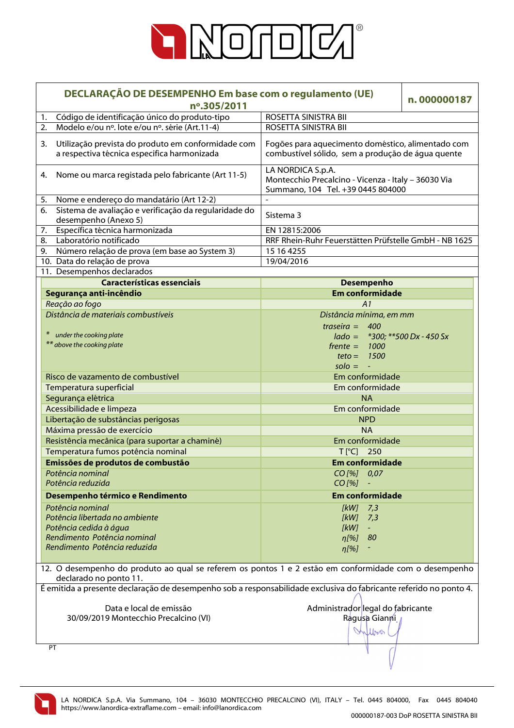# LA NORDICA

| **DECLARAÇÃO DE DESEMPENHO Em base com o regulamento (UE) nº.305/2011** | **n. 000000187** |
|---|---|

| | |
|---|---|
| 1. Código de identificação único do produto-tipo | ROSETTA SINISTRA BII |
| 2. Modelo e/ou nº. lote e/ou nº. série (Art.11-4) | ROSETTA SINISTRA BII |
| 3. Utilização prevista do produto em conformidade com a respectiva técnica especifica harmonizada | Fogões para aquecimento doméstico, alimentado com combustível sólido, sem a produção de água quente |
| 4. Nome ou marca registada pelo fabricante (Art 11-5) | LA NORDICA S.p.A. Montecchio Precalcino - Vicenza - Italy – 36030 Via Summano, 104 Tel. +39 0445 804000 |
| 5. Nome e endereço do mandatário (Art 12-2) | - |
| 6. Sistema de avaliação e verificação da regularidade do desempenho (Anexo 5) | Sistema 3 |
| 7. Específica técnica harmonizada | EN 12815:2006 |
| 8. Laboratório notificado | RRF Rhein-Ruhr Feuerstätten Prüfstelle GmbH - NB 1625 |
| 9. Número relação de prova (em base ao System 3) | 15 16 4255 |
| 10. Data do relação de prova | 19/04/2016 |
| 11. Desempenhos declarados | |

| Características essenciais | Desempenho |
|---|---|
| **Segurança anti-incêndio** | **Em conformidade** |
| *Reação ao fogo* | *A1* |
| *Distância de materiais combustíveis*<br>* *under the cooking plate*<br>** *above the cooking plate* | *Distância mínima, em mm*<br>*traseira = 400*<br>*lado = *300; **500 Dx - 450 Sx*<br>*frente = 1000*<br>*teto = 1500*<br>*solo = -* |
| Risco de vazamento de combustível | Em conformidade |
| Temperatura superficial | Em conformidade |
| Segurança elétrica | NA |
| Acessibilidade e limpeza | Em conformidade |
| Libertação de substâncias perigosas | NPD |
| Máxima pressão de exercício | NA |
| Resistência mecânica (para suportar a chaminé) | Em conformidade |
| Temperatura fumos potência nominal | T [°C] 250 |
| **Emissões de produtos de combustão** | **Em conformidade** |
| *Potência nominal*<br>*Potência reduzida* | *CO [%] 0,07*<br>*CO [%] -* |
| **Desempenho térmico e Rendimento** | **Em conformidade** |
| *Potência nominal*<br>*Potência libertada no ambiente*<br>*Potência cedida à água*<br>*Rendimento Potência nominal*<br>*Rendimento Potência reduzida* | *[kW] 7,3*<br>*[kW] 7,3*<br>*[kW] -*<br>*η[%] 80*<br>*η[%] -* |

12. O desempenho do produto ao qual se referem os pontos 1 e 2 estão em conformidade com o desempenho declarado no ponto 11.

É emitida a presente declaração de desempenho sob a responsabilidade exclusiva do fabricante referido no ponto 4.

Data e local de emissão
30/09/2019 Montecchio Precalcino (VI)

Administrador legal do fabricante
Ragusa Gianni

PT

LA NORDICA S.p.A. Via Summano, 104 – 36030 MONTECCHIO PRECALCINO (VI), ITALY – Tel. 0445 804000, Fax 0445 804040
https://www.lanordica-extraflame.com – email: info@lanordica.com

000000187-003 DoP ROSETTA SINISTRA BII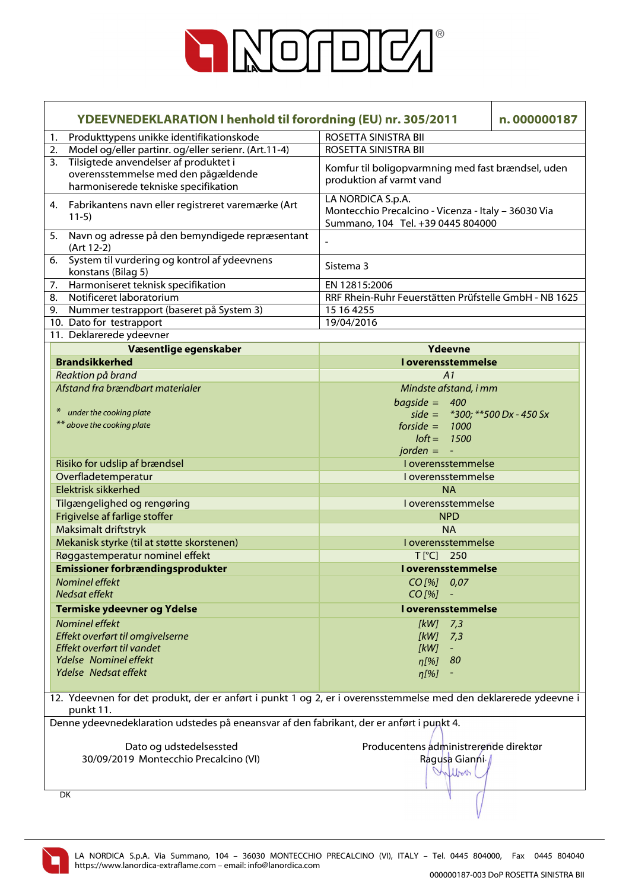# LA NORDICA

| YDEEVNEDEKLARATION I henhold til forordning (EU) nr. 305/2011 | n. 000000187 |
|---|---|
| 1. Produkttypens unikke identifikationskode | ROSETTA SINISTRA BII |
| 2. Model og/eller partinr. og/eller serienr. (Art.11-4) | ROSETTA SINISTRA BII |
| 3. Tilsigtede anvendelser af produktet i overensstemmelse med den pågældende harmoniserede tekniske specifikation | Komfur til boligopvarmning med fast brændsel, uden produktion af varmt vand |
| 4. Fabrikantens navn eller registreret varemærke (Art 11-5) | LA NORDICA S.p.A. Montecchio Precalcino - Vicenza - Italy – 36030 Via Summano, 104 Tel. +39 0445 804000 |
| 5. Navn og adresse på den bemyndigede repræsentant (Art 12-2) | - |
| 6. System til vurdering og kontrol af ydeevnens konstans (Bilag 5) | Sistema 3 |
| 7. Harmoniseret teknisk specifikation | EN 12815:2006 |
| 8. Notificeret laboratorium | RRF Rhein-Ruhr Feuerstätten Prüfstelle GmbH - NB 1625 |
| 9. Nummer testrapport (baseret på System 3) | 15 16 4255 |
| 10. Dato for testrapport | 19/04/2016 |
| 11. Deklarerede ydeevner | |

| Væsentlige egenskaber | Ydeevne |
|---|---|
| **Brandsikkerhed** | **I overensstemmelse** |
| *Reaktion på brand* | *A1* |
| *Afstand fra brændbart materialer*<br>* *under the cooking plate*<br>** *above the cooking plate* | *Mindste afstand, i mm*<br>*bagside = 400*<br>*side = *300; **500 Dx - 450 Sx*<br>*forside = 1000*<br>*loft = 1500*<br>*jorden = -* |
| Risiko for udslip af brændsel | I overensstemmelse |
| Overfladetemperatur | I overensstemmelse |
| Elektrisk sikkerhed | NA |
| Tilgængelighed og rengøring | I overensstemmelse |
| Frigivelse af farlige stoffer | NPD |
| Maksimalt driftstryk | NA |
| Mekanisk styrke (til at støtte skorstenen) | I overensstemmelse |
| Røggastemperatur nominel effekt | T [°C] 250 |
| **Emissioner forbrændingsprodukter** | **I overensstemmelse** |
| *Nominel effekt* | *CO [%] 0,07* |
| *Nedsat effekt* | *CO [%] -* |
| **Termiske ydeevner og Ydelse** | **I overensstemmelse** |
| *Nominel effekt* | *[kW] 7,3* |
| *Effekt overført til omgivelserne* | *[kW] 7,3* |
| *Effekt overført til vandet* | *[kW] -* |
| *Ydelse Nominel effekt* | *η[%] 80* |
| *Ydelse Nedsat effekt* | *η[%] -* |

12. Ydeevnen for det produkt, der er anført i punkt 1 og 2, er i overensstemmelse med den deklarerede ydeevne i punkt 11.

Denne ydeevnedeklaration udstedes på eneansvar af den fabrikant, der er anført i punkt 4.

| Dato og udstedelsessted | Producentens administrerende direktør |
|---|---|
| 30/09/2019 Montecchio Precalcino (VI) | Ragusa Gianni |

DK

LA NORDICA S.p.A. Via Summano, 104 – 36030 MONTECCHIO PRECALCINO (VI), ITALY – Tel. 0445 804000, Fax 0445 804040
https://www.lanordica-extraflame.com – email: info@lanordica.com

000000187-003 DoP ROSETTA SINISTRA BII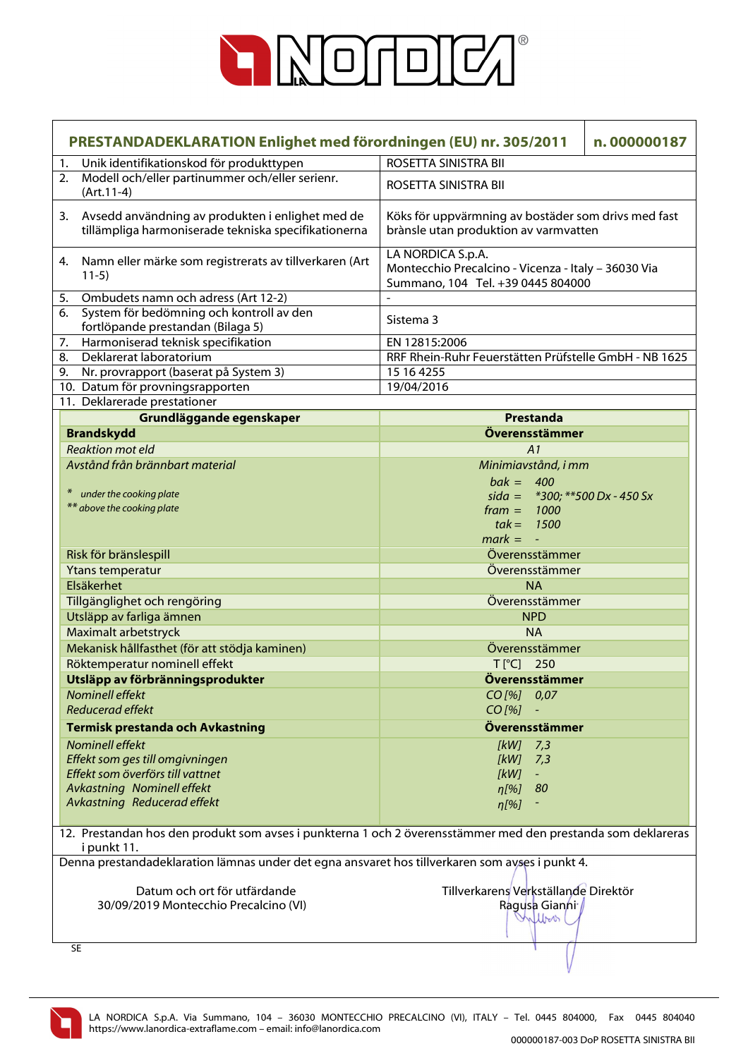| PRESTANDADEKLARATION Enlighet med förordningen (EU) nr. 305/2011 | n. 000000187 |
|---|---|
| 1. Unik identifikationskod för produkttypen | ROSETTA SINISTRA BII |
| 2. Modell och/eller partinummer och/eller serienr. (Art.11-4) | ROSETTA SINISTRA BII |
| 3. Avsedd användning av produkten i enlighet med de tillämpliga harmoniserade tekniska specifikationerna | Köks för uppvärmning av bostäder som drivs med fast brànsle utan produktion av varmvatten |
| 4. Namn eller märke som registrerats av tillverkaren (Art 11-5) | LA NORDICA S.p.A. Montecchio Precalcino - Vicenza - Italy – 36030 Via Summano, 104 Tel. +39 0445 804000 |
| 5. Ombudets namn och adress (Art 12-2) | - |
| 6. System för bedömning och kontroll av den fortlöpande prestandan (Bilaga 5) | Sistema 3 |
| 7. Harmoniserad teknisk specifikation | EN 12815:2006 |
| 8. Deklarerat laboratorium | RRF Rhein-Ruhr Feuerstätten Prüfstelle GmbH - NB 1625 |
| 9. Nr. provrapport (baserat på System 3) | 15 16 4255 |
| 10. Datum för provningsrapporten | 19/04/2016 |
| 11. Deklarerade prestationer | |

| Grundläggande egenskaper | Prestanda |
|---|---|
| **Brandskydd** | **Överensstämmer** |
| *Reaktion mot eld* | *A1* |
| *Avstånd från brännbart material*<br>* *under the cooking plate*<br>** *above the cooking plate* | *Minimiavstånd, i mm*<br>*bak = 400*<br>*sida = *300; **500 Dx - 450 Sx*<br>*fram = 1000*<br>*tak = 1500*<br>*mark = -* |
| Risk för bränslespill | Överensstämmer |
| Ytans temperatur | Överensstämmer |
| Elsäkerhet | NA |
| Tillgänglighet och rengöring | Överensstämmer |
| Utsläpp av farliga ämnen | NPD |
| Maximalt arbetstryck | NA |
| Mekanisk hållfasthet (för att stödja kaminen) | Överensstämmer |
| Röktemperatur nominell effekt | T [°C] 250 |
| **Utsläpp av förbränningsprodukter** | **Överensstämmer** |
| *Nominell effekt* | *CO [%] 0,07* |
| *Reducerad effekt* | *CO [%] -* |
| **Termisk prestanda och Avkastning** | **Överensstämmer** |
| *Nominell effekt* | *[kW] 7,3* |
| *Effekt som ges till omgivningen* | *[kW] 7,3* |
| *Effekt som överförs till vattnet* | *[kW] -* |
| *Avkastning Nominell effekt* | *η[%] 80* |
| *Avkastning Reducerad effekt* | *η[%] -* |

12. Prestandan hos den produkt som avses i punkterna 1 och 2 överensstämmer med den prestanda som deklareras i punkt 11.

Denna prestandadeklaration lämnas under det egna ansvaret hos tillverkaren som avses i punkt 4.

Datum och ort för utfärdande
30/09/2019 Montecchio Precalcino (VI)

Tillverkarens Verkställande Direktör
Ragusa Gianni

SE

LA NORDICA S.p.A. Via Summano, 104 – 36030 MONTECCHIO PRECALCINO (VI), ITALY – Tel. 0445 804000, Fax 0445 804040
https://www.lanordica-extraflame.com – email: info@lanordica.com

000000187-003 DoP ROSETTA SINISTRA BII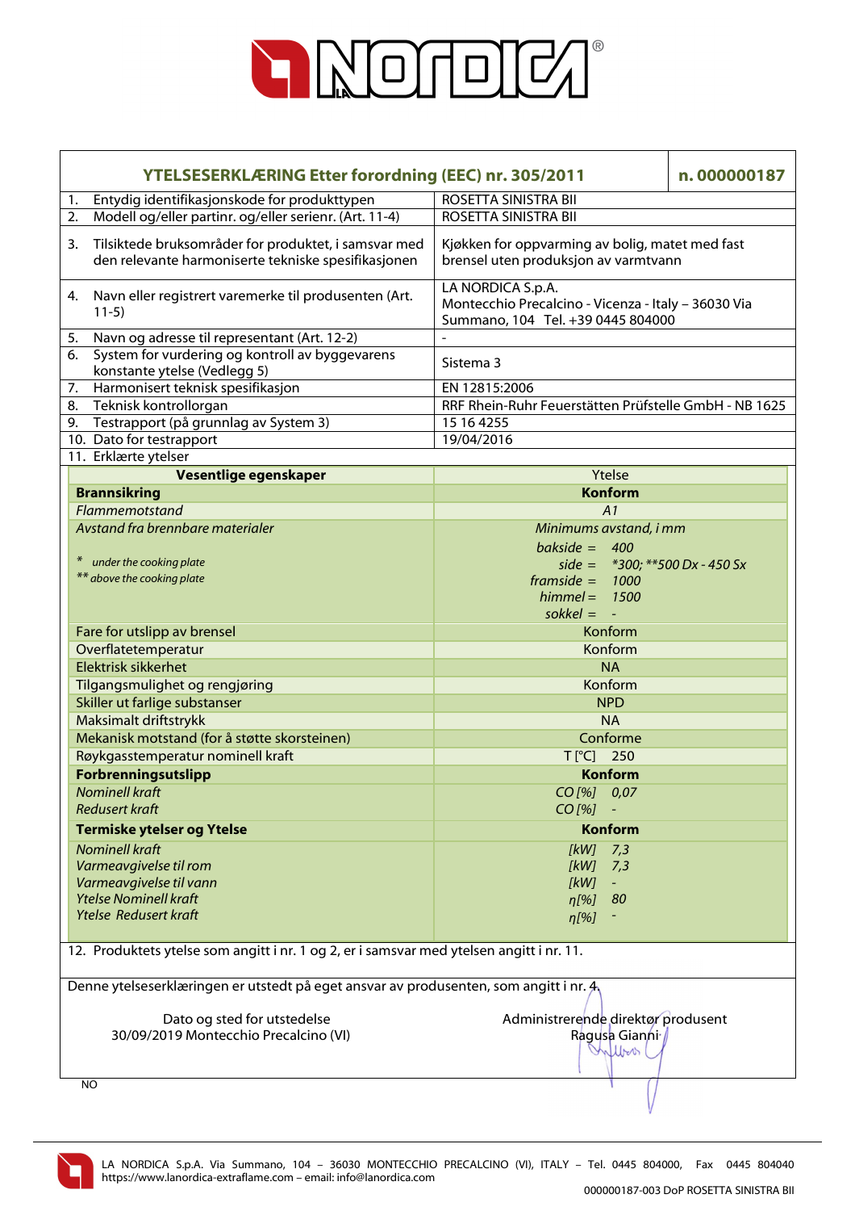# LA NORDICA

| YTELSESERKLÆRING Etter forordning (EEC) nr. 305/2011 | n. 000000187 |
|---|---|
| 1. Entydig identifikasjonskode for produkttypen | ROSETTA SINISTRA BII |
| 2. Modell og/eller partinr. og/eller serienr. (Art. 11-4) | ROSETTA SINISTRA BII |
| 3. Tilsiktede bruksområder for produktet, i samsvar med den relevante harmoniserte tekniske spesifikasjonen | Kjøkken for oppvarming av bolig, matet med fast brensel uten produksjon av varmtvann |
| 4. Navn eller registrert varemerke til produsenten (Art. 11-5) | LA NORDICA S.p.A. Montecchio Precalcino - Vicenza - Italy – 36030 Via Summano, 104 Tel. +39 0445 804000 |
| 5. Navn og adresse til representant (Art. 12-2) | - |
| 6. System for vurdering og kontroll av byggevarens konstante ytelse (Vedlegg 5) | Sistema 3 |
| 7. Harmonisert teknisk spesifikasjon | EN 12815:2006 |
| 8. Teknisk kontrollorgan | RRF Rhein-Ruhr Feuerstätten Prüfstelle GmbH - NB 1625 |
| 9. Testrapport (på grunnlag av System 3) | 15 16 4255 |
| 10. Dato for testrapport | 19/04/2016 |

11. Erklærte ytelser

| Vesentlige egenskaper | Ytelse |
|---|---|
| **Brannsikring** | **Konform** |
| *Flammemotstand* | *A1* |
| *Avstand fra brennbare materialer*<br>\* *under the cooking plate*<br>\*\* *above the cooking plate* | *Minimums avstand, i mm*<br>*bakside = 400*<br>*side = \*300; \*\*500 Dx - 450 Sx*<br>*framside = 1000*<br>*himmel = 1500*<br>*sokkel = -* |
| Fare for utslipp av brensel | Konform |
| Overflatetemperatur | Konform |
| Elektrisk sikkerhet | NA |
| Tilgangsmulighet og rengjøring | Konform |
| Skiller ut farlige substanser | NPD |
| Maksimalt driftstrykk | NA |
| Mekanisk motstand (for å støtte skorsteinen) | Conforme |
| Røykgasstemperatur nominell kraft | T [°C] 250 |
| **Forbrenningsutslipp** | **Konform** |
| *Nominell kraft* | *CO [%] 0,07* |
| *Redusert kraft* | *CO [%] -* |
| **Termiske ytelser og Ytelse** | **Konform** |
| *Nominell kraft* | *[kW] 7,3* |
| *Varmeavgivelse til rom* | *[kW] 7,3* |
| *Varmeavgivelse til vann* | *[kW] -* |
| *Ytelse Nominell kraft* | *η[%] 80* |
| *Ytelse Redusert kraft* | *η[%] -* |

12. Produktets ytelse som angitt i nr. 1 og 2, er i samsvar med ytelsen angitt i nr. 11.

Denne ytelseserklæringen er utstedt på eget ansvar av produsenten, som angitt i nr. 4.

Dato og sted for utstedelse
30/09/2019 Montecchio Precalcino (VI)

Administrerende direktør produsent
Ragusa Gianni

NO

LA NORDICA S.p.A. Via Summano, 104 – 36030 MONTECCHIO PRECALCINO (VI), ITALY – Tel. 0445 804000, Fax 0445 804040
https://www.lanordica-extraflame.com – email: info@lanordica.com

000000187-003 DoP ROSETTA SINISTRA BII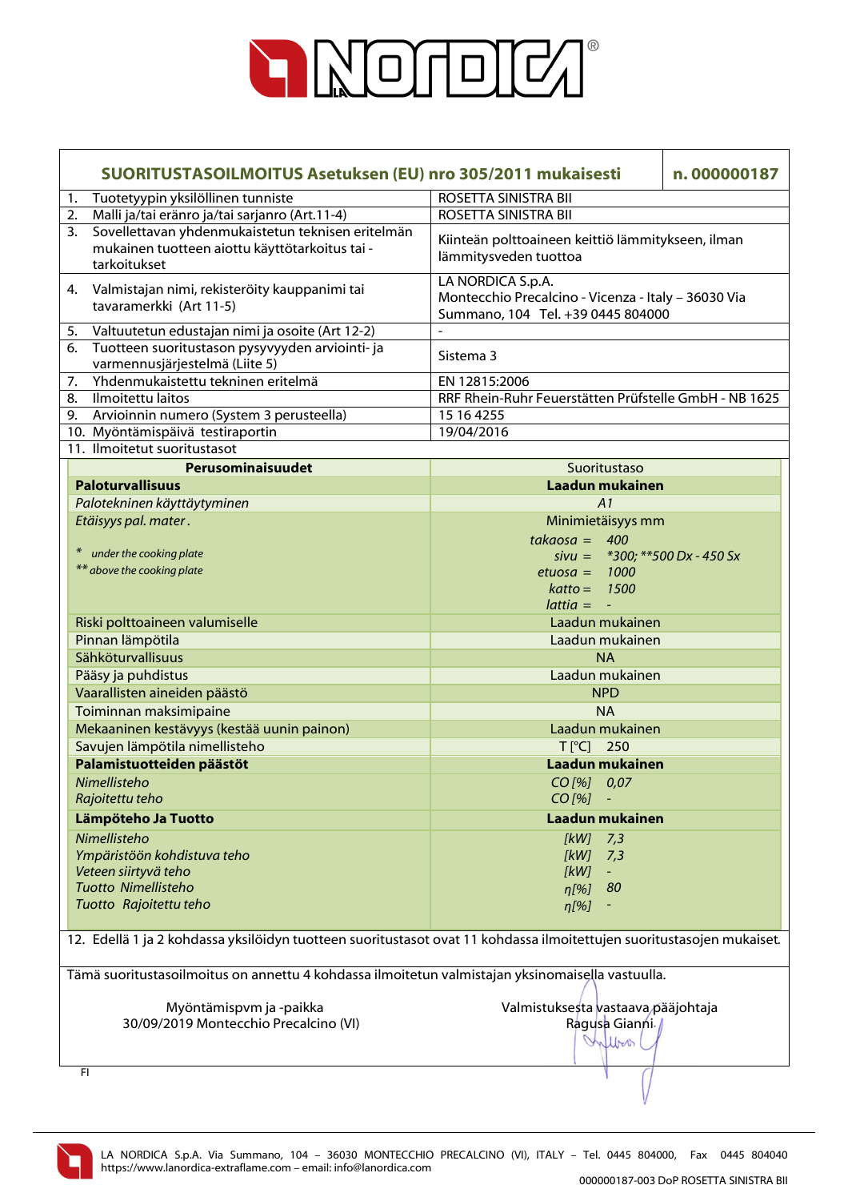# SUORITUSTASOILMOITUS Asetuksen (EU) nro 305/2011 mukaisesti — n. 000000187

| | |
|---|---|
| 1. Tuotetyypin yksilöllinen tunniste | ROSETTA SINISTRA BII |
| 2. Malli ja/tai eränro ja/tai sarjanro (Art.11-4) | ROSETTA SINISTRA BII |
| 3. Sovellettavan yhdenmukaistetun teknisen eritelmän mukainen tuotteen aiottu käyttötarkoitus tai -tarkoitukset | Kiinteän polttoaineen keittiö lämmitykseen, ilman lämmitysveden tuottoa |
| 4. Valmistajan nimi, rekisteröity kauppanimi tai tavaramerkki (Art 11-5) | LA NORDICA S.p.A. Montecchio Precalcino - Vicenza - Italy – 36030 Via Summano, 104 Tel. +39 0445 804000 |
| 5. Valtuutetun edustajan nimi ja osoite (Art 12-2) | - |
| 6. Tuotteen suoritustason pysyvyyden arviointi- ja varmennusjärjestelmä (Liite 5) | Sistema 3 |
| 7. Yhdenmukaistettu tekninen eritelmä | EN 12815:2006 |
| 8. Ilmoitettu laitos | RRF Rhein-Ruhr Feuerstätten Prüfstelle GmbH - NB 1625 |
| 9. Arvioinnin numero (System 3 perusteella) | 15 16 4255 |
| 10. Myöntämispäivä testiraportin | 19/04/2016 |

11. Ilmoitetut suoritustasot

| Perusominaisuudet | Suoritustaso |
|---|---|
| **Paloturvallisuus** | **Laadun mukainen** |
| *Palotekninen käyttäytyminen* | *A1* |
| *Etäisyys pal. mater.* <br> * under the cooking plate <br> ** above the cooking plate | Minimietäisyys mm <br> *takaosa = 400* <br> *sivu = *300; **500 Dx - 450 Sx* <br> *etuosa = 1000* <br> *katto = 1500* <br> *lattia = -* |
| Riski polttoaineen valumiselle | Laadun mukainen |
| Pinnan lämpötila | Laadun mukainen |
| Sähköturvallisuus | NA |
| Pääsy ja puhdistus | Laadun mukainen |
| Vaarallisten aineiden päästö | NPD |
| Toiminnan maksimipaine | NA |
| Mekaaninen kestävyys (kestää uunin painon) | Laadun mukainen |
| Savujen lämpötila nimellisteho | T [°C] 250 |
| **Palamistuotteiden päästöt** | **Laadun mukainen** |
| *Nimellisteho* | *CO [%] 0,07* |
| *Rajoitettu teho* | *CO [%] -* |
| **Lämpöteho Ja Tuotto** | **Laadun mukainen** |
| *Nimellisteho* | *[kW] 7,3* |
| *Ympäristöön kohdistuva teho* | *[kW] 7,3* |
| *Veteen siirtyvä teho* | *[kW] -* |
| *Tuotto Nimellisteho* | *η[%] 80* |
| *Tuotto Rajoitettu teho* | *η[%] -* |

12. Edellä 1 ja 2 kohdassa yksilöidyn tuotteen suoritustasot ovat 11 kohdassa ilmoitettujen suoritustasojen mukaiset.

Tämä suoritustasoilmoitus on annettu 4 kohdassa ilmoitetun valmistajan yksinomaisella vastuulla.

Myöntämispvm ja -paikka
30/09/2019 Montecchio Precalcino (VI)

Valmistuksesta vastaava pääjohtaja
Ragusa Gianni

FI

LA NORDICA S.p.A. Via Summano, 104 – 36030 MONTECCHIO PRECALCINO (VI), ITALY – Tel. 0445 804000, Fax 0445 804040
https://www.lanordica-extraflame.com – email: info@lanordica.com

000000187-003 DoP ROSETTA SINISTRA BII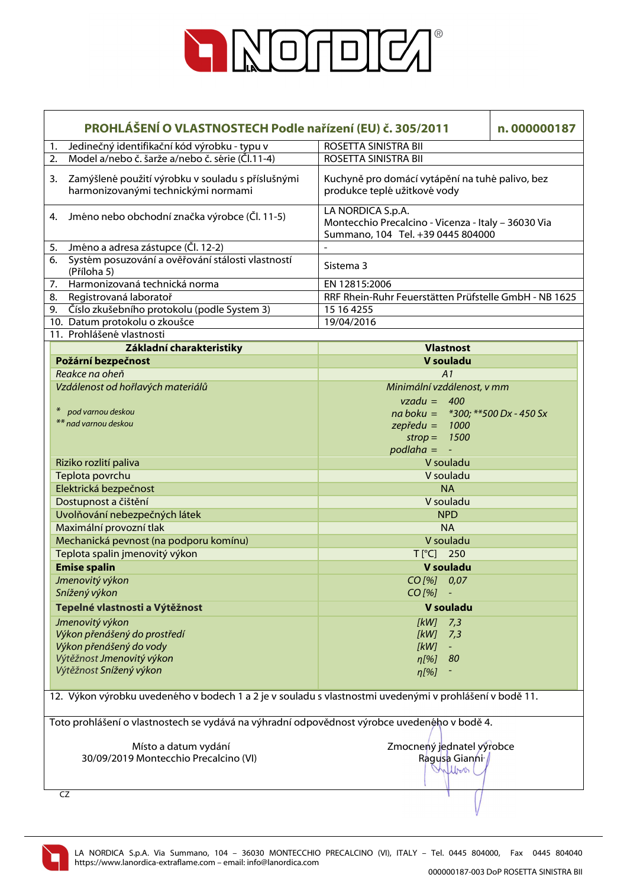## PROHLÁŠENÍ O VLASTNOSTECH Podle nařízení (EU) č. 305/2011 — n. 000000187

| | |
|---|---|
| 1. Jedinečný identifikační kód výrobku - typu v | ROSETTA SINISTRA BII |
| 2. Model a/nebo č. šarže a/nebo č. série (Čl.11-4) | ROSETTA SINISTRA BII |
| 3. Zamýšlené použití výrobku v souladu s příslušnými harmonizovanými technickými normami | Kuchyně pro domácí vytápění na tuhé palivo, bez produkce teplé užitkové vody |
| 4. Jméno nebo obchodní značka výrobce (Čl. 11-5) | LA NORDICA S.p.A. Montecchio Precalcino - Vicenza - Italy – 36030 Via Summano, 104 Tel. +39 0445 804000 |
| 5. Jméno a adresa zástupce (Čl. 12-2) | - |
| 6. Systém posuzování a ověřování stálosti vlastností (Příloha 5) | Sistema 3 |
| 7. Harmonizovaná technická norma | EN 12815:2006 |
| 8. Registrovaná laboratoř | RRF Rhein-Ruhr Feuerstätten Prüfstelle GmbH - NB 1625 |
| 9. Číslo zkušebního protokolu (podle System 3) | 15 16 4255 |
| 10. Datum protokolu o zkoušce | 19/04/2016 |

11. Prohlášené vlastnosti

| Základní charakteristiky | Vlastnost |
|---|---|
| **Požární bezpečnost** | **V souladu** |
| *Reakce na oheň* | *A1* |
| *Vzdálenost od hořlavých materiálů*<br>* pod varnou deskou<br>** nad varnou deskou | *Minimální vzdálenost, v mm*<br>*vzadu = 400*<br>*na boku = *300; **500 Dx - 450 Sx*<br>*zepředu = 1000*<br>*strop = 1500*<br>*podlaha = -* |
| Riziko rozlití paliva | V souladu |
| Teplota povrchu | V souladu |
| Elektrická bezpečnost | NA |
| Dostupnost a čištění | V souladu |
| Uvolňování nebezpečných látek | NPD |
| Maximální provozní tlak | NA |
| Mechanická pevnost (na podporu komínu) | V souladu |
| Teplota spalin jmenovitý výkon | T [°C] 250 |
| **Emise spalin** | **V souladu** |
| *Jmenovitý výkon* | *CO [%] 0,07* |
| *Snížený výkon* | *CO [%] -* |
| **Tepelné vlastnosti a Výtěžnost** | **V souladu** |
| *Jmenovitý výkon* | *[kW] 7,3* |
| *Výkon přenášený do prostředí* | *[kW] 7,3* |
| *Výkon přenášený do vody* | *[kW] -* |
| *Výtěžnost Jmenovitý výkon* | *η[%] 80* |
| *Výtěžnost Snížený výkon* | *η[%] -* |

12. Výkon výrobku uvedeného v bodech 1 a 2 je v souladu s vlastnostmi uvedenými v prohlášení v bodě 11.

Toto prohlášení o vlastnostech se vydává na výhradní odpovědnost výrobce uvedeného v bodě 4.

Místo a datum vydání
30/09/2019 Montecchio Precalcino (VI)

Zmocněný jednatel výrobce
Ragusa Gianni

CZ

LA NORDICA S.p.A. Via Summano, 104 – 36030 MONTECCHIO PRECALCINO (VI), ITALY – Tel. 0445 804000, Fax 0445 804040
https://www.lanordica-extraflame.com – email: info@lanordica.com

000000187-003 DoP ROSETTA SINISTRA BII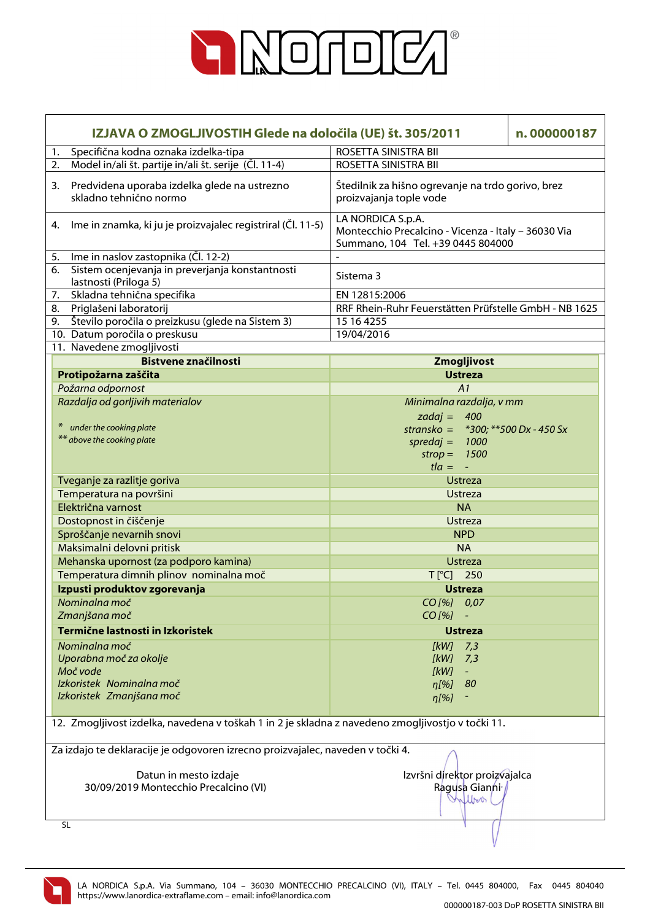# LA NORDICA

| IZJAVA O ZMOGLJIVOSTIH Glede na določila (UE) št. 305/2011 | n. 000000187 |
|---|---|
| 1. Specifična kodna oznaka izdelka-tipa | ROSETTA SINISTRA BII |
| 2. Model in/ali št. partije in/ali št. serije (Čl. 11-4) | ROSETTA SINISTRA BII |
| 3. Predvidena uporaba izdelka glede na ustrezno skladno tehnično normo | Štedilnik za hišno ogrevanje na trdo gorivo, brez proizvajanja tople vode |
| 4. Ime in znamka, ki ju je proizvajalec registriral (Čl. 11-5) | LA NORDICA S.p.A. Montecchio Precalcino - Vicenza - Italy – 36030 Via Summano, 104 Tel. +39 0445 804000 |
| 5. Ime in naslov zastopnika (Čl. 12-2) | - |
| 6. Sistem ocenjevanja in preverjanja konstantnosti lastnosti (Priloga 5) | Sistema 3 |
| 7. Skladna tehnična specifika | EN 12815:2006 |
| 8. Priglašeni laboratorij | RRF Rhein-Ruhr Feuerstätten Prüfstelle GmbH - NB 1625 |
| 9. Število poročila o preizkusu (glede na Sistem 3) | 15 16 4255 |
| 10. Datum poročila o preskusu | 19/04/2016 |
| 11. Navedene zmogljivosti | |

| Bistvene značilnosti | Zmogljivost |
|---|---|
| **Protipožarna zaščita** | **Ustreza** |
| *Požarna odpornost* | *A1* |
| *Razdalja od gorljivih materialov*<br>* under the cooking plate<br>** above the cooking plate | *Minimalna razdalja, v mm*<br>*zadaj = 400*<br>*stransko = *300; **500 Dx - 450 Sx*<br>*spredaj = 1000*<br>*strop = 1500*<br>*tla = -* |
| Tveganje za razlitje goriva | Ustreza |
| Temperatura na površini | Ustreza |
| Električna varnost | NA |
| Dostopnost in čiščenje | Ustreza |
| Sproščanje nevarnih snovi | NPD |
| Maksimalni delovni pritisk | NA |
| Mehanska upornost (za podporo kamina) | Ustreza |
| Temperatura dimnih plinov nominalna moč | T [°C] 250 |
| **Izpusti produktov zgorevanja** | **Ustreza** |
| *Nominalna moč* | *CO [%] 0,07* |
| *Zmanjšana moč* | *CO [%] -* |
| **Termične lastnosti in Izkoristek** | **Ustreza** |
| *Nominalna moč* | *[kW] 7,3* |
| *Uporabna moč za okolje* | *[kW] 7,3* |
| *Moč vode* | *[kW] -* |
| *Izkoristek Nominalna moč* | *η[%] 80* |
| *Izkoristek Zmanjšana moč* | *η[%] -* |

12. Zmogljivost izdelka, navedena v toškah 1 in 2 je skladna z navedeno zmogljivostjo v točki 11.

Za izdajo te deklaracije je odgovoren izrecno proizvajalec, naveden v točki 4.

Datun in mesto izdaje
30/09/2019 Montecchio Precalcino (VI)

Izvršni direktor proizvajalca
Ragusa Gianni

SL

LA NORDICA S.p.A. Via Summano, 104 – 36030 MONTECCHIO PRECALCINO (VI), ITALY – Tel. 0445 804000, Fax 0445 804040
https://www.lanordica-extraflame.com – email: info@lanordica.com

000000187-003 DoP ROSETTA SINISTRA BII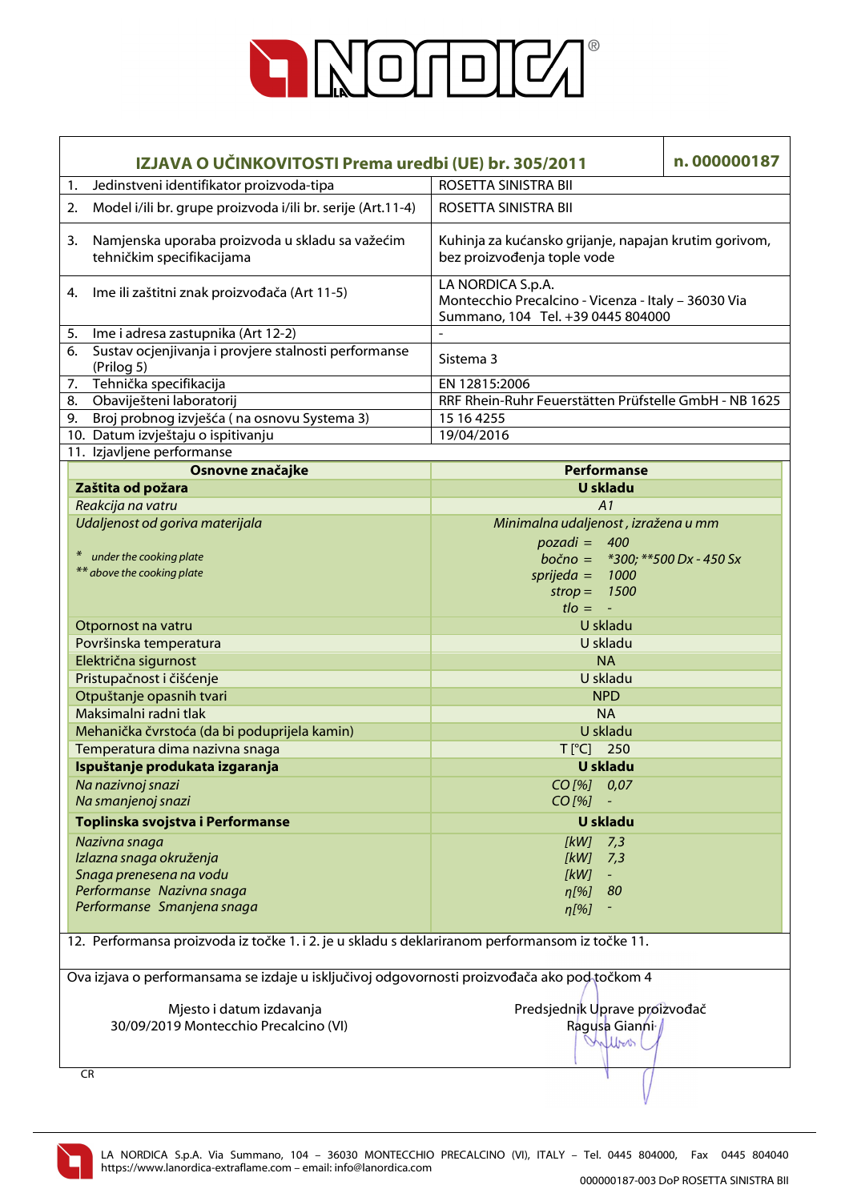| IZJAVA O UČINKOVITOSTI Prema uredbi (UE) br. 305/2011 | n. 000000187 |
|---|---|
| 1. Jedinstveni identifikator proizvoda-tipa | ROSETTA SINISTRA BII |
| 2. Model i/ili br. grupe proizvoda i/ili br. serije (Art.11-4) | ROSETTA SINISTRA BII |
| 3. Namjenska uporaba proizvoda u skladu sa važećim tehničkim specifikacijama | Kuhinja za kućansko grijanje, napajan krutim gorivom, bez proizvođenja tople vode |
| 4. Ime ili zaštitni znak proizvođača (Art 11-5) | LA NORDICA S.p.A. Montecchio Precalcino - Vicenza - Italy – 36030 Via Summano, 104 Tel. +39 0445 804000 |
| 5. Ime i adresa zastupnika (Art 12-2) | - |
| 6. Sustav ocjenjivanja i provjere stalnosti performanse (Prilog 5) | Sistema 3 |
| 7. Tehnička specifikacija | EN 12815:2006 |
| 8. Obaviješteni laboratorij | RRF Rhein-Ruhr Feuerstätten Prüfstelle GmbH - NB 1625 |
| 9. Broj probnog izvješća ( na osnovu Systema 3) | 15 16 4255 |
| 10. Datum izvještaju o ispitivanju | 19/04/2016 |
| 11. Izjavljene performanse | |

| Osnovne značajke | Performanse |
|---|---|
| **Zaštita od požara** | **U skladu** |
| *Reakcija na vatru* | *A1* |
| *Udaljenost od goriva materijala*<br>* *under the cooking plate*<br>** *above the cooking plate* | *Minimalna udaljenost , izražena u mm*<br>*pozadi = 400*<br>*bočno = *300; **500 Dx - 450 Sx*<br>*sprijeda = 1000*<br>*strop = 1500*<br>*tlo = -* |
| Otpornost na vatru | U skladu |
| Površinska temperatura | U skladu |
| Električna sigurnost | NA |
| Pristupačnost i čišćenje | U skladu |
| Otpuštanje opasnih tvari | NPD |
| Maksimalni radni tlak | NA |
| Mehanička čvrstoća (da bi poduprijela kamin) | U skladu |
| Temperatura dima nazivna snaga | T [°C] 250 |
| **Ispuštanje produkata izgaranja** | **U skladu** |
| *Na nazivnoj snazi* | *CO [%] 0,07* |
| *Na smanjenoj snazi* | *CO [%] -* |
| **Toplinska svojstva i Performanse** | **U skladu** |
| *Nazivna snaga* | *[kW] 7,3* |
| *Izlazna snaga okruženja* | *[kW] 7,3* |
| *Snaga prenesena na vodu* | *[kW] -* |
| *Performanse Nazivna snaga* | *η[%] 80* |
| *Performanse Smanjena snaga* | *η[%] -* |

12. Performansa proizvoda iz točke 1. i 2. je u skladu s deklariranom performansom iz točke 11.

Ova izjava o performansama se izdaje u isključivoj odgovornosti proizvođača ako pod točkom 4

Mjesto i datum izdavanja
30/09/2019 Montecchio Precalcino (VI)

Predsjednik Uprave proizvođač
Ragusa Gianni

CR

LA NORDICA S.p.A. Via Summano, 104 – 36030 MONTECCHIO PRECALCINO (VI), ITALY – Tel. 0445 804000, Fax 0445 804040
https://www.lanordica-extraflame.com – email: info@lanordica.com

000000187-003 DoP ROSETTA SINISTRA BII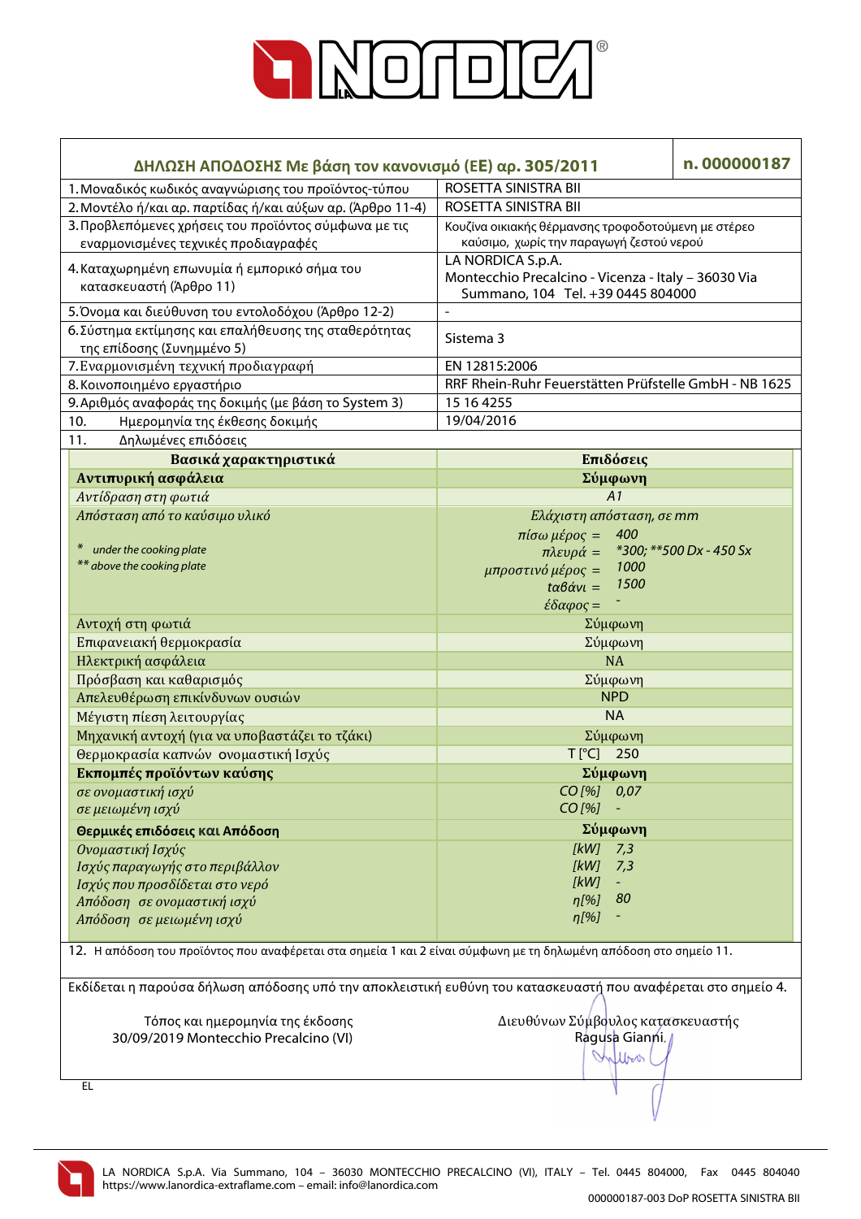| ΔΗΛΩΣΗ ΑΠΟΔΟΣΗΣ Με βάση τον κανονισμό (ΕΕ) αρ. 305/2011 | n. 000000187 |
|---|---|
| 1.Μοναδικός κωδικός αναγνώρισης του προϊόντος-τύπου | ROSETTA SINISTRA BII |
| 2.Μοντέλο ή/και αρ. παρτίδας ή/και αύξων αρ. (Άρθρο 11-4) | ROSETTA SINISTRA BII |
| 3.Προβλεπόμενες χρήσεις του προϊόντος σύμφωνα με τις εναρμονισμένες τεχνικές προδιαγραφές | Κουζίνα οικιακής θέρμανσης τροφοδοτούμενη με στέρεο καύσιμο, χωρίς την παραγωγή ζεστού νερού |
| 4.Καταχωρημένη επωνυμία ή εμπορικό σήμα του κατασκευαστή (Άρθρο 11) | LA NORDICA S.p.A. Montecchio Precalcino - Vicenza - Italy – 36030 Via Summano, 104 Tel. +39 0445 804000 |
| 5.Όνομα και διεύθυνση του εντολοδόχου (Άρθρο 12-2) | - |
| 6.Σύστημα εκτίμησης και επαλήθευσης της σταθερότητας της επίδοσης (Συνημμένο 5) | Sistema 3 |
| 7.Εναρμονισμένη τεχνική προδιαγραφή | EN 12815:2006 |
| 8.Κοινοποιημένο εργαστήριο | RRF Rhein-Ruhr Feuerstätten Prüfstelle GmbH - NB 1625 |
| 9.Αριθμός αναφοράς της δοκιμής (με βάση το System 3) | 15 16 4255 |
| 10. Ημερομηνία της έκθεσης δοκιμής | 19/04/2016 |
| 11. Δηλωμένες επιδόσεις | |

| Βασικά χαρακτηριστικά | Επιδόσεις |
|---|---|
| **Αντιπυρική ασφάλεια** | **Σύμφωνη** |
| *Αντίδραση στη φωτιά* | *A1* |
| *Απόσταση από το καύσιμο υλικό*<br>* under the cooking plate<br>** above the cooking plate | *Ελάχιστη απόσταση, σε mm*<br>*πίσω μέρος* = 400<br>*πλευρά* = *300; **500 Dx - 450 Sx<br>*μπροστινό μέρος* = 1000<br>*ταβάνι* = 1500<br>*έδαφος* = - |
| Αντοχή στη φωτιά | Σύμφωνη |
| Επιφανειακή θερμοκρασία | Σύμφωνη |
| Ηλεκτρική ασφάλεια | NA |
| Πρόσβαση και καθαρισμός | Σύμφωνη |
| Απελευθέρωση επικίνδυνων ουσιών | NPD |
| Μέγιστη πίεση λειτουργίας | NA |
| Μηχανική αντοχή (για να υποβαστάζει το τζάκι) | Σύμφωνη |
| Θερμοκρασία καπνών ονομαστική Ισχύς | T [°C] 250 |
| **Εκπομπές προϊόντων καύσης** | **Σύμφωνη** |
| *σε ονομαστική ισχύ* | *CO [%]* 0,07 |
| *σε μειωμένη ισχύ* | *CO [%]* - |
| **Θερμικές επιδόσεις και Απόδοση** | **Σύμφωνη** |
| *Ονομαστική Ισχύς* | *[kW]* 7,3 |
| *Ισχύς παραγωγής στο περιβάλλον* | *[kW]* 7,3 |
| *Ισχύς που προσδίδεται στο νερό* | *[kW]* - |
| *Απόδοση σε ονομαστική ισχύ* | *η[%]* 80 |
| *Απόδοση σε μειωμένη ισχύ* | *η[%]* - |

12. Η απόδοση του προϊόντος που αναφέρεται στα σημεία 1 και 2 είναι σύμφωνη με τη δηλωμένη απόδοση στο σημείο 11.

Εκδίδεται η παρούσα δήλωση απόδοσης υπό την αποκλειστική ευθύνη του κατασκευαστή που αναφέρεται στο σημείο 4.

Τόπος και ημερομηνία της έκδοσης
30/09/2019 Montecchio Precalcino (VI)

Διευθύνων Σύμβουλος κατασκευαστής
Ragusa Gianni

EL

LA NORDICA S.p.A. Via Summano, 104 – 36030 MONTECCHIO PRECALCINO (VI), ITALY – Tel. 0445 804000, Fax 0445 804040
https://www.lanordica-extraflame.com – email: info@lanordica.com

000000187-003 DoP ROSETTA SINISTRA BII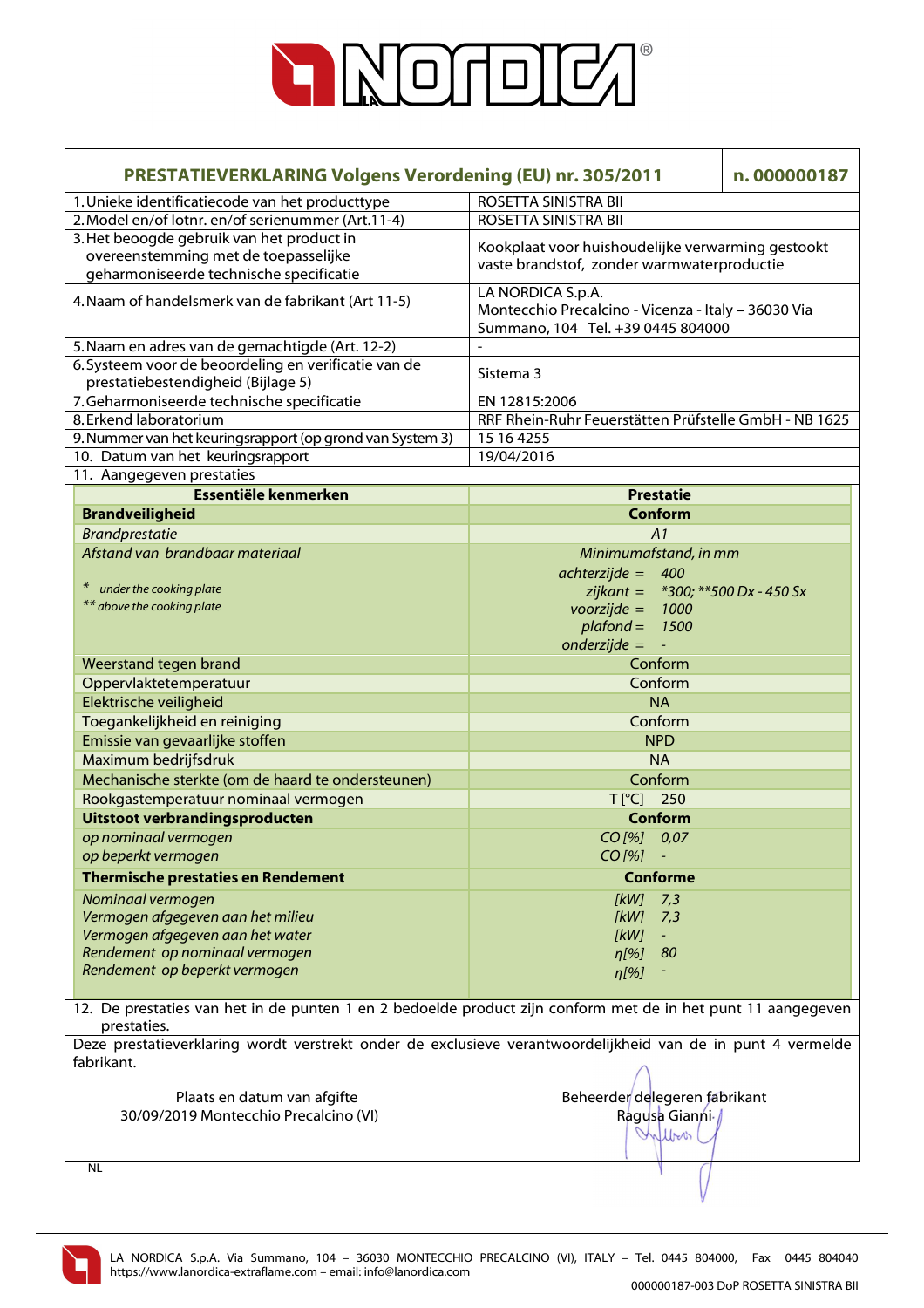| PRESTATIEVERKLARING Volgens Verordening (EU) nr. 305/2011 | n. 000000187 |
|---|---|
| 1. Unieke identificatiecode van het producttype | ROSETTA SINISTRA BII |
| 2. Model en/of lotnr. en/of serienummer (Art.11-4) | ROSETTA SINISTRA BII |
| 3. Het beoogde gebruik van het product in overeenstemming met de toepasselijke geharmoniseerde technische specificatie | Kookplaat voor huishoudelijke verwarming gestookt vaste brandstof, zonder warmwaterproductie |
| 4. Naam of handelsmerk van de fabrikant (Art 11-5) | LA NORDICA S.p.A. Montecchio Precalcino - Vicenza - Italy – 36030 Via Summano, 104 Tel. +39 0445 804000 |
| 5. Naam en adres van de gemachtigde (Art. 12-2) | - |
| 6. Systeem voor de beoordeling en verificatie van de prestatiebestendigheid (Bijlage 5) | Sistema 3 |
| 7. Geharmoniseerde technische specificatie | EN 12815:2006 |
| 8. Erkend laboratorium | RRF Rhein-Ruhr Feuerstätten Prüfstelle GmbH - NB 1625 |
| 9. Nummer van het keuringsrapport (op grond van System 3) | 15 16 4255 |
| 10. Datum van het keuringsrapport | 19/04/2016 |
| 11. Aangegeven prestaties | |

| Essentiële kenmerken | Prestatie |
|---|---|
| **Brandveiligheid** | **Conform** |
| *Brandprestatie* | *A1* |
| *Afstand van brandbaar materiaal*<br><br>* under the cooking plate<br>** above the cooking plate | *Minimumafstand, in mm*<br>*achterzijde = 400*<br>*zijkant = *300; **500 Dx - 450 Sx*<br>*voorzijde = 1000*<br>*plafond = 1500*<br>*onderzijde = -* |
| Weerstand tegen brand | Conform |
| Oppervlaktetemperatuur | Conform |
| Elektrische veiligheid | NA |
| Toegankelijkheid en reiniging | Conform |
| Emissie van gevaarlijke stoffen | NPD |
| Maximum bedrijfsdruk | NA |
| Mechanische sterkte (om de haard te ondersteunen) | Conform |
| Rookgastemperatuur nominaal vermogen | T [°C] 250 |
| **Uitstoot verbrandingsproducten** | **Conform** |
| *op nominaal vermogen* | *CO [%] 0,07* |
| *op beperkt vermogen* | *CO [%] -* |
| **Thermische prestaties en Rendement** | **Conforme** |
| *Nominaal vermogen* | *[kW] 7,3* |
| *Vermogen afgegeven aan het milieu* | *[kW] 7,3* |
| *Vermogen afgegeven aan het water* | *[kW] -* |
| *Rendement op nominaal vermogen* | *η[%] 80* |
| *Rendement op beperkt vermogen* | *η[%] -* |

12. De prestaties van het in de punten 1 en 2 bedoelde product zijn conform met de in het punt 11 aangegeven prestaties.

Deze prestatieverklaring wordt verstrekt onder de exclusieve verantwoordelijkheid van de in punt 4 vermelde fabrikant.

Plaats en datum van afgifte
30/09/2019 Montecchio Precalcino (VI)

Beheerder delegeren fabrikant
Ragusa Gianni

NL

LA NORDICA S.p.A. Via Summano, 104 – 36030 MONTECCHIO PRECALCINO (VI), ITALY – Tel. 0445 804000, Fax 0445 804040
https://www.lanordica-extraflame.com – email: info@lanordica.com

000000187-003 DoP ROSETTA SINISTRA BII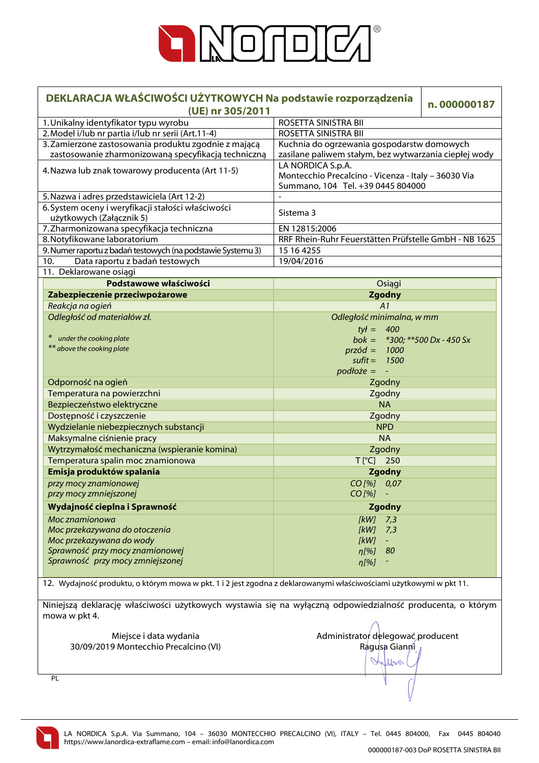# DEKLARACJA WŁAŚCIWOŚCI UŻYTKOWYCH Na podstawie rozporządzenia (UE) nr 305/2011

**n. 000000187**

| | |
|---|---|
| 1. Unikalny identyfikator typu wyrobu | ROSETTA SINISTRA BII |
| 2. Model i/lub nr partia i/lub nr serii (Art.11-4) | ROSETTA SINISTRA BII |
| 3. Zamierzone zastosowania produktu zgodnie z mającą zastosowanie zharmonizowaną specyfikacją techniczną | Kuchnia do ogrzewania gospodarstw domowych zasilane paliwem stałym, bez wytwarzania ciepłej wody |
| 4. Nazwa lub znak towarowy producenta (Art 11-5) | LA NORDICA S.p.A. Montecchio Precalcino - Vicenza - Italy – 36030 Via Summano, 104 Tel. +39 0445 804000 |
| 5. Nazwa i adres przedstawiciela (Art 12-2) | - |
| 6. System oceny i weryfikacji stałości właściwości użytkowych (Załącznik 5) | Sistema 3 |
| 7. Zharmonizowana specyfikacja techniczna | EN 12815:2006 |
| 8. Notyfikowane laboratorium | RRF Rhein-Ruhr Feuerstätten Prüfstelle GmbH - NB 1625 |
| 9. Numer raportu z badań testowych (na podstawie Systemu 3) | 15 16 4255 |
| 10. Data raportu z badań testowych | 19/04/2016 |

11. Deklarowane osiągi

| Podstawowe właściwości | Osiągi |
|---|---|
| **Zabezpieczenie przeciwpożarowe** | **Zgodny** |
| *Reakcja na ogień* | *A1* |
| *Odległość od materiałów zł.*<br>* under the cooking plate<br>** above the cooking plate | *Odległość minimalna, w mm*<br>*tył = 400*<br>*bok = *300; **500 Dx - 450 Sx*<br>*przód = 1000*<br>*sufit = 1500*<br>*podłoże = -* |
| Odporność na ogień | Zgodny |
| Temperatura na powierzchni | Zgodny |
| Bezpieczeństwo elektryczne | NA |
| Dostępność i czyszczenie | Zgodny |
| Wydzielanie niebezpiecznych substancji | NPD |
| Maksymalne ciśnienie pracy | NA |
| Wytrzymałość mechaniczna (wspieranie komina) | Zgodny |
| Temperatura spalin moc znamionowa | T [°C] 250 |
| **Emisja produktów spalania** | **Zgodny** |
| *przy mocy znamionowej* | *CO [%] 0,07* |
| *przy mocy zmniejszonej* | *CO [%] -* |
| **Wydajność cieplna i Sprawność** | **Zgodny** |
| *Moc znamionowa* | *[kW] 7,3* |
| *Moc przekazywana do otoczenia* | *[kW] 7,3* |
| *Moc przekazywana do wody* | *[kW] -* |
| *Sprawność przy mocy znamionowej* | *η[%] 80* |
| *Sprawność przy mocy zmniejszonej* | *η[%] -* |

12. Wydajność produktu, o którym mowa w pkt. 1 i 2 jest zgodna z deklarowanymi właściwościami użytkowymi w pkt 11.

Niniejszą deklarację właściwości użytkowych wystawia się na wyłączną odpowiedzialność producenta, o którym mowa w pkt 4.

Miejsce i data wydania
30/09/2019 Montecchio Precalcino (VI)

Administrator delegować producent
Ragusa Gianni

PL

LA NORDICA S.p.A. Via Summano, 104 – 36030 MONTECCHIO PRECALCINO (VI), ITALY – Tel. 0445 804000, Fax 0445 804040
https://www.lanordica-extraflame.com – email: info@lanordica.com

000000187-003 DoP ROSETTA SINISTRA BII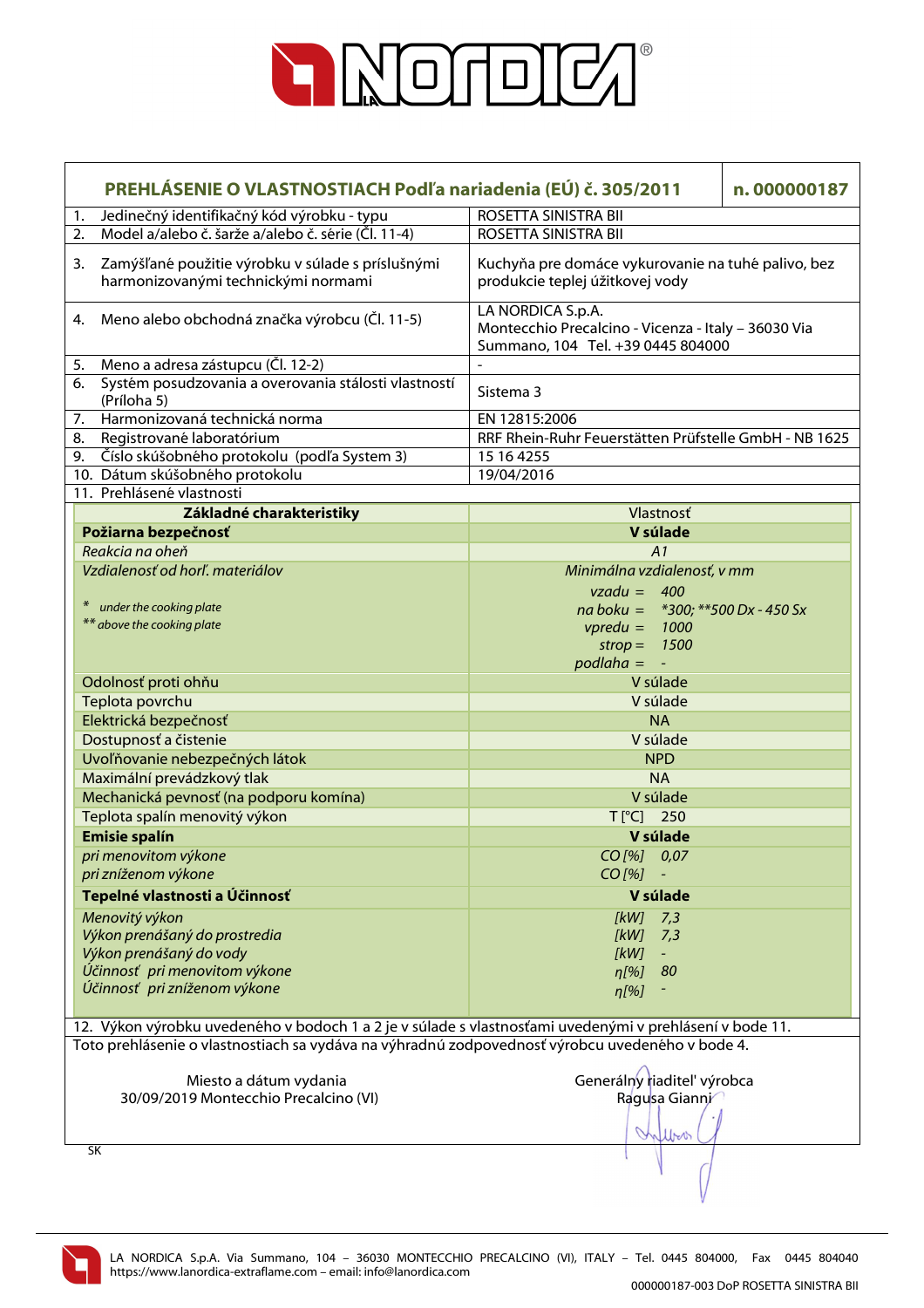# PREHLÁSENIE O VLASTNOSTIACH Podľa nariadenia (EÚ) č. 305/2011 — n. 000000187

| | |
|---|---|
| 1. Jedinečný identifikačný kód výrobku - typu | ROSETTA SINISTRA BII |
| 2. Model a/alebo č. šarže a/alebo č. série (Čl. 11-4) | ROSETTA SINISTRA BII |
| 3. Zamýšľané použitie výrobku v súlade s príslušnými harmonizovanými technickými normami | Kuchyňa pre domáce vykurovanie na tuhé palivo, bez produkcie teplej úžitkovej vody |
| 4. Meno alebo obchodná značka výrobcu (Čl. 11-5) | LA NORDICA S.p.A. Montecchio Precalcino - Vicenza - Italy – 36030 Via Summano, 104 Tel. +39 0445 804000 |
| 5. Meno a adresa zástupcu (Čl. 12-2) | - |
| 6. Systém posudzovania a overovania stálosti vlastností (Príloha 5) | Sistema 3 |
| 7. Harmonizovaná technická norma | EN 12815:2006 |
| 8. Registrované laboratórium | RRF Rhein-Ruhr Feuerstätten Prüfstelle GmbH - NB 1625 |
| 9. Číslo skúšobného protokolu (podľa System 3) | 15 16 4255 |
| 10. Dátum skúšobného protokolu | 19/04/2016 |

11. Prehlásené vlastnosti

| Základné charakteristiky | Vlastnosť |
|---|---|
| **Požiarna bezpečnosť** | **V súlade** |
| *Reakcia na oheň* | *A1* |
| *Vzdialenosť od horľ. materiálov*<br>* under the cooking plate<br>** above the cooking plate | *Minimálna vzdialenosť, v mm*<br>*vzadu = 400*<br>*na boku = *300; **500 Dx - 450 Sx*<br>*vpredu = 1000*<br>*strop = 1500*<br>*podlaha = -* |
| Odolnosť proti ohňu | V súlade |
| Teplota povrchu | V súlade |
| Elektrická bezpečnosť | NA |
| Dostupnosť a čistenie | V súlade |
| Uvoľňovanie nebezpečných látok | NPD |
| Maximální prevádzkový tlak | NA |
| Mechanická pevnosť (na podporu komína) | V súlade |
| Teplota spalín menovitý výkon | T [°C] 250 |
| **Emisie spalín** | **V súlade** |
| *pri menovitom výkone* | *CO [%] 0,07* |
| *pri zníženom výkone* | *CO [%] -* |
| **Tepelné vlastnosti a Účinnosť** | **V súlade** |
| *Menovitý výkon* | *[kW] 7,3* |
| *Výkon prenášaný do prostredia* | *[kW] 7,3* |
| *Výkon prenášaný do vody* | *[kW] -* |
| *Účinnosť pri menovitom výkone* | *η[%] 80* |
| *Účinnosť pri zníženom výkone* | *η[%] -* |

12. Výkon výrobku uvedeného v bodoch 1 a 2 je v súlade s vlastnosťami uvedenými v prehlásení v bode 11.

Toto prehlásenie o vlastnostiach sa vydáva na výhradnú zodpovednosť výrobcu uvedeného v bode 4.

Miesto a dátum vydania
30/09/2019 Montecchio Precalcino (VI)

Generálny riaditeľ výrobca
Ragusa Gianni

SK

LA NORDICA S.p.A. Via Summano, 104 – 36030 MONTECCHIO PRECALCINO (VI), ITALY – Tel. 0445 804000, Fax 0445 804040
https://www.lanordica-extraflame.com – email: info@lanordica.com

000000187-003 DoP ROSETTA SINISTRA BII